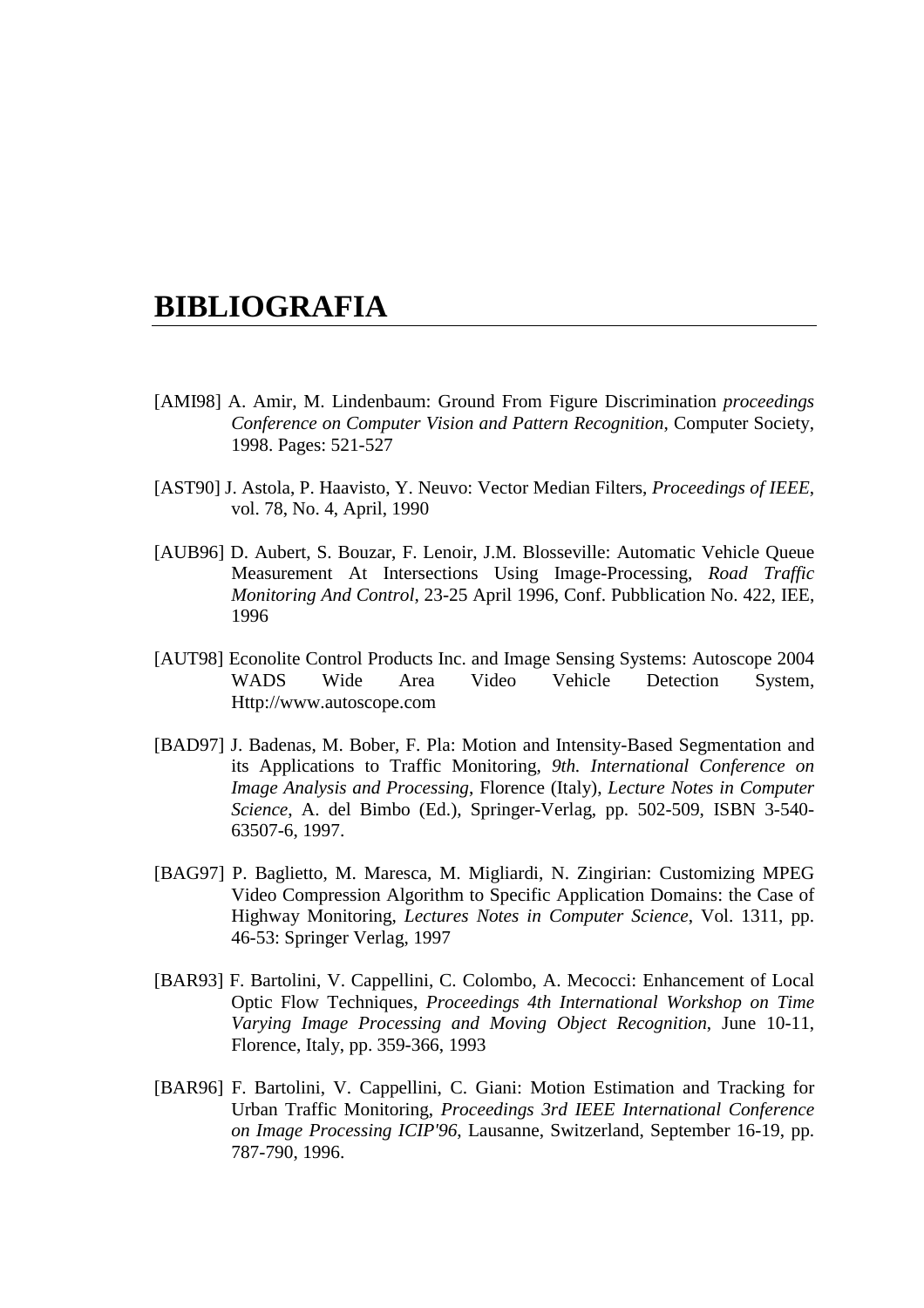# BIBLIOGRAFIA

[AMI98] A. Amir, M. Lindenbaum: Ground From Figure Discrimination *proceedings Conference on Computer Vision and Pattern Recognition*, Computer Society, 1998. Pages: 521-527

[AST90] J. Astola, P. Haavisto, Y. Neuvo: Vector Median Filters, *Proceedings of IEEE*, vol. 78, No. 4, April, 1990

[AUB96] D. Aubert, S. Bouzar, F. Lenoir, J.M. Blosseville: Automatic Vehicle Queue Measurement At Intersections Using Image-Processing, *Road Traffic Monitoring And Control*, 23-25 April 1996, Conf. Pubblication No. 422, IEE, 1996

[AUT98] Econolite Control Products Inc. and Image Sensing Systems: Autoscope 2004 WADS Wide Area Video Vehicle Detection System, Http://www.autoscope.com

[BAD97] J. Badenas, M. Bober, F. Pla: Motion and Intensity-Based Segmentation and its Applications to Traffic Monitoring, *9th. International Conference on Image Analysis and Processing*, Florence (Italy), *Lecture Notes in Computer Science*, A. del Bimbo (Ed.), Springer-Verlag, pp. 502-509, ISBN 3-540-63507-6, 1997.

[BAG97] P. Baglietto, M. Maresca, M. Migliardi, N. Zingirian: Customizing MPEG Video Compression Algorithm to Specific Application Domains: the Case of Highway Monitoring, *Lectures Notes in Computer Science*, Vol. 1311, pp. 46-53: Springer Verlag, 1997

[BAR93] F. Bartolini, V. Cappellini, C. Colombo, A. Mecocci: Enhancement of Local Optic Flow Techniques, *Proceedings 4th International Workshop on Time Varying Image Processing and Moving Object Recognition*, June 10-11, Florence, Italy, pp. 359-366, 1993

[BAR96] F. Bartolini, V. Cappellini, C. Giani: Motion Estimation and Tracking for Urban Traffic Monitoring, *Proceedings 3rd IEEE International Conference on Image Processing ICIP'96*, Lausanne, Switzerland, September 16-19, pp. 787-790, 1996.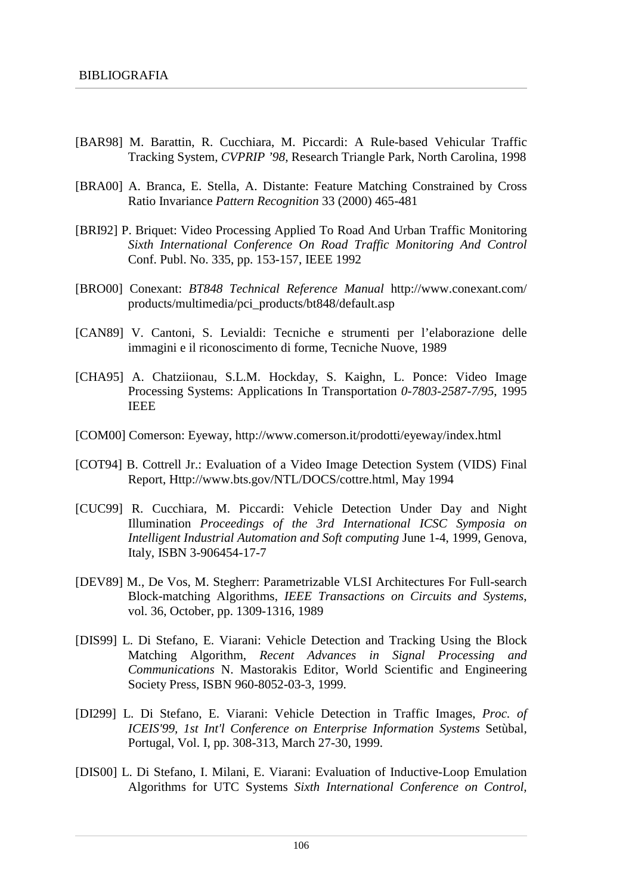# BIBLIOGRAFIA

[BAR98] M. Barattin, R. Cucchiara, M. Piccardi: A Rule-based Vehicular Traffic Tracking System, *CVPRIP '98*, Research Triangle Park, North Carolina, 1998

[BRA00] A. Branca, E. Stella, A. Distante: Feature Matching Constrained by Cross Ratio Invariance *Pattern Recognition* 33 (2000) 465-481

[BRI92] P. Briquet: Video Processing Applied To Road And Urban Traffic Monitoring *Sixth International Conference On Road Traffic Monitoring And Control* Conf. Publ. No. 335, pp. 153-157, IEEE 1992

[BRO00] Conexant: *BT848 Technical Reference Manual* http://www.conexant.com/products/multimedia/pci_products/bt848/default.asp

[CAN89] V. Cantoni, S. Levialdi: Tecniche e strumenti per l'elaborazione delle immagini e il riconoscimento di forme, Tecniche Nuove, 1989

[CHA95] A. Chatziionau, S.L.M. Hockday, S. Kaighn, L. Ponce: Video Image Processing Systems: Applications In Transportation *0-7803-2587-7/95*, 1995 IEEE

[COM00] Comerson: Eyeway, http://www.comerson.it/prodotti/eyeway/index.html

[COT94] B. Cottrell Jr.: Evaluation of a Video Image Detection System (VIDS) Final Report, Http://www.bts.gov/NTL/DOCS/cottre.html, May 1994

[CUC99] R. Cucchiara, M. Piccardi: Vehicle Detection Under Day and Night Illumination *Proceedings of the 3rd International ICSC Symposia on Intelligent Industrial Automation and Soft computing* June 1-4, 1999, Genova, Italy, ISBN 3-906454-17-7

[DEV89] M., De Vos, M. Stegherr: Parametrizable VLSI Architectures For Full-search Block-matching Algorithms, *IEEE Transactions on Circuits and Systems*, vol. 36, October, pp. 1309-1316, 1989

[DIS99] L. Di Stefano, E. Viarani: Vehicle Detection and Tracking Using the Block Matching Algorithm, *Recent Advances in Signal Processing and Communications* N. Mastorakis Editor, World Scientific and Engineering Society Press, ISBN 960-8052-03-3, 1999.

[DI299] L. Di Stefano, E. Viarani: Vehicle Detection in Traffic Images, *Proc. of ICEIS'99, 1st Int'l Conference on Enterprise Information Systems* Setùbal, Portugal, Vol. I, pp. 308-313, March 27-30, 1999.

[DIS00] L. Di Stefano, I. Milani, E. Viarani: Evaluation of Inductive-Loop Emulation Algorithms for UTC Systems *Sixth International Conference on Control,*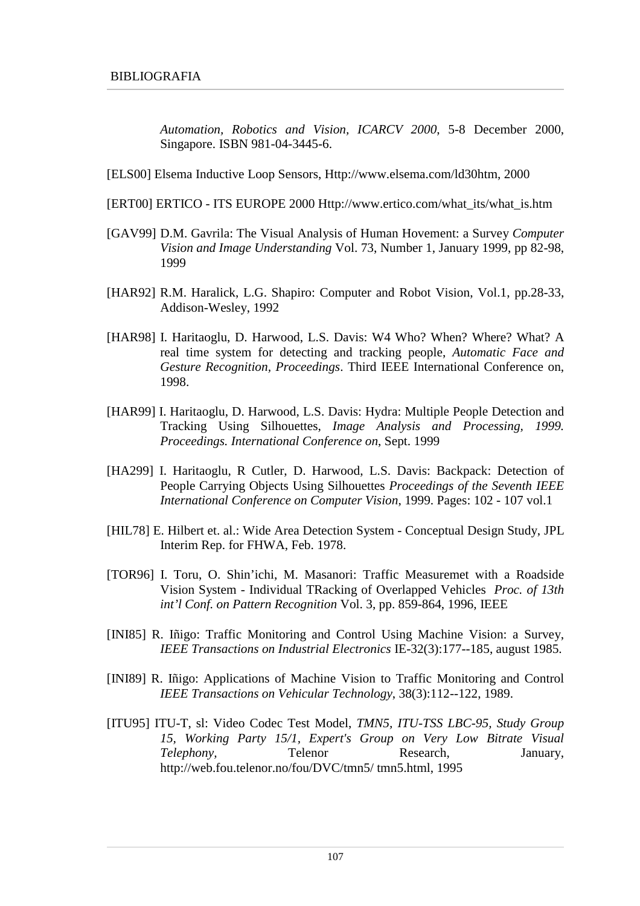*Automation, Robotics and Vision, ICARCV 2000*, 5-8 December 2000, Singapore. ISBN 981-04-3445-6.

[ELS00] Elsema Inductive Loop Sensors, Http://www.elsema.com/ld30htm, 2000

[ERT00] ERTICO - ITS EUROPE 2000 Http://www.ertico.com/what_its/what_is.htm

[GAV99] D.M. Gavrila: The Visual Analysis of Human Hovement: a Survey *Computer Vision and Image Understanding* Vol. 73, Number 1, January 1999, pp 82-98, 1999

[HAR92] R.M. Haralick, L.G. Shapiro: Computer and Robot Vision, Vol.1, pp.28-33, Addison-Wesley, 1992

[HAR98] I. Haritaoglu, D. Harwood, L.S. Davis: W4 Who? When? Where? What? A real time system for detecting and tracking people, *Automatic Face and Gesture Recognition, Proceedings*. Third IEEE International Conference on, 1998.

[HAR99] I. Haritaoglu, D. Harwood, L.S. Davis: Hydra: Multiple People Detection and Tracking Using Silhouettes, *Image Analysis and Processing, 1999. Proceedings. International Conference on*, Sept. 1999

[HA299] I. Haritaoglu, R Cutler, D. Harwood, L.S. Davis: Backpack: Detection of People Carrying Objects Using Silhouettes *Proceedings of the Seventh IEEE International Conference on Computer Vision*, 1999. Pages: 102 - 107 vol.1

[HIL78] E. Hilbert et. al.: Wide Area Detection System - Conceptual Design Study, JPL Interim Rep. for FHWA, Feb. 1978.

[TOR96] I. Toru, O. Shin'ichi, M. Masanori: Traffic Measuremet with a Roadside Vision System - Individual TRacking of Overlapped Vehicles *Proc. of 13th int'l Conf. on Pattern Recognition* Vol. 3, pp. 859-864, 1996, IEEE

[INI85] R. Iñigo: Traffic Monitoring and Control Using Machine Vision: a Survey, *IEEE Transactions on Industrial Electronics* IE-32(3):177--185, august 1985.

[INI89] R. Iñigo: Applications of Machine Vision to Traffic Monitoring and Control *IEEE Transactions on Vehicular Technology*, 38(3):112--122, 1989.

[ITU95] ITU-T, sl: Video Codec Test Model, *TMN5, ITU-TSS LBC-95, Study Group 15, Working Party 15/1, Expert's Group on Very Low Bitrate Visual Telephony*, Telenor Research, January, http://web.fou.telenor.no/fou/DVC/tmn5/ tmn5.html, 1995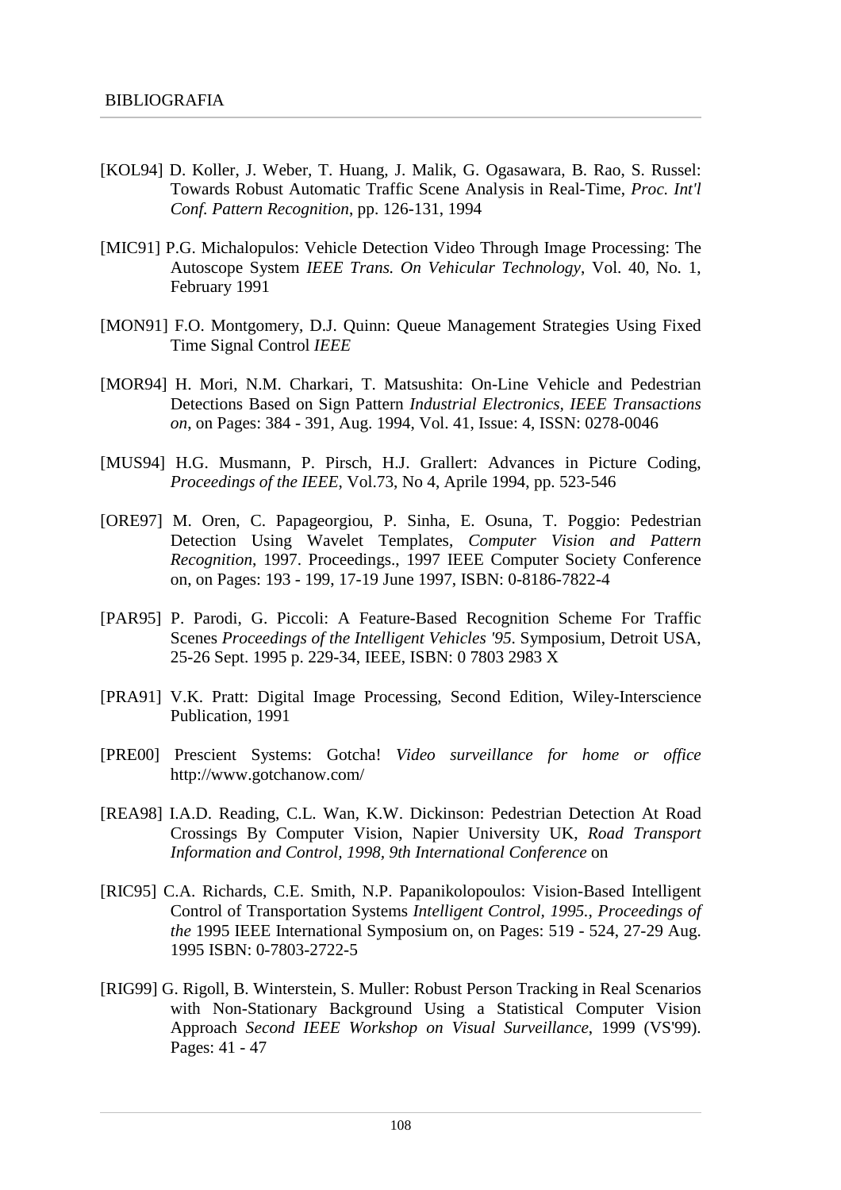[KOL94] D. Koller, J. Weber, T. Huang, J. Malik, G. Ogasawara, B. Rao, S. Russel: Towards Robust Automatic Traffic Scene Analysis in Real-Time, *Proc. Int'l Conf. Pattern Recognition*, pp. 126-131, 1994

[MIC91] P.G. Michalopulos: Vehicle Detection Video Through Image Processing: The Autoscope System *IEEE Trans. On Vehicular Technology*, Vol. 40, No. 1, February 1991

[MON91] F.O. Montgomery, D.J. Quinn: Queue Management Strategies Using Fixed Time Signal Control *IEEE*

[MOR94] H. Mori, N.M. Charkari, T. Matsushita: On-Line Vehicle and Pedestrian Detections Based on Sign Pattern *Industrial Electronics, IEEE Transactions on*, on Pages: 384 - 391, Aug. 1994, Vol. 41, Issue: 4, ISSN: 0278-0046

[MUS94] H.G. Musmann, P. Pirsch, H.J. Grallert: Advances in Picture Coding, *Proceedings of the IEEE*, Vol.73, No 4, Aprile 1994, pp. 523-546

[ORE97] M. Oren, C. Papageorgiou, P. Sinha, E. Osuna, T. Poggio: Pedestrian Detection Using Wavelet Templates, *Computer Vision and Pattern Recognition*, 1997. Proceedings., 1997 IEEE Computer Society Conference on, on Pages: 193 - 199, 17-19 June 1997, ISBN: 0-8186-7822-4

[PAR95] P. Parodi, G. Piccoli: A Feature-Based Recognition Scheme For Traffic Scenes *Proceedings of the Intelligent Vehicles '95*. Symposium, Detroit USA, 25-26 Sept. 1995 p. 229-34, IEEE, ISBN: 0 7803 2983 X

[PRA91] V.K. Pratt: Digital Image Processing, Second Edition, Wiley-Interscience Publication, 1991

[PRE00] Prescient Systems: Gotcha! *Video surveillance for home or office* http://www.gotchanow.com/

[REA98] I.A.D. Reading, C.L. Wan, K.W. Dickinson: Pedestrian Detection At Road Crossings By Computer Vision, Napier University UK, *Road Transport Information and Control, 1998, 9th International Conference* on

[RIC95] C.A. Richards, C.E. Smith, N.P. Papanikolopoulos: Vision-Based Intelligent Control of Transportation Systems *Intelligent Control, 1995., Proceedings of the* 1995 IEEE International Symposium on, on Pages: 519 - 524, 27-29 Aug. 1995 ISBN: 0-7803-2722-5

[RIG99] G. Rigoll, B. Winterstein, S. Muller: Robust Person Tracking in Real Scenarios with Non-Stationary Background Using a Statistical Computer Vision Approach *Second IEEE Workshop on Visual Surveillance*, 1999 (VS'99). Pages: 41 - 47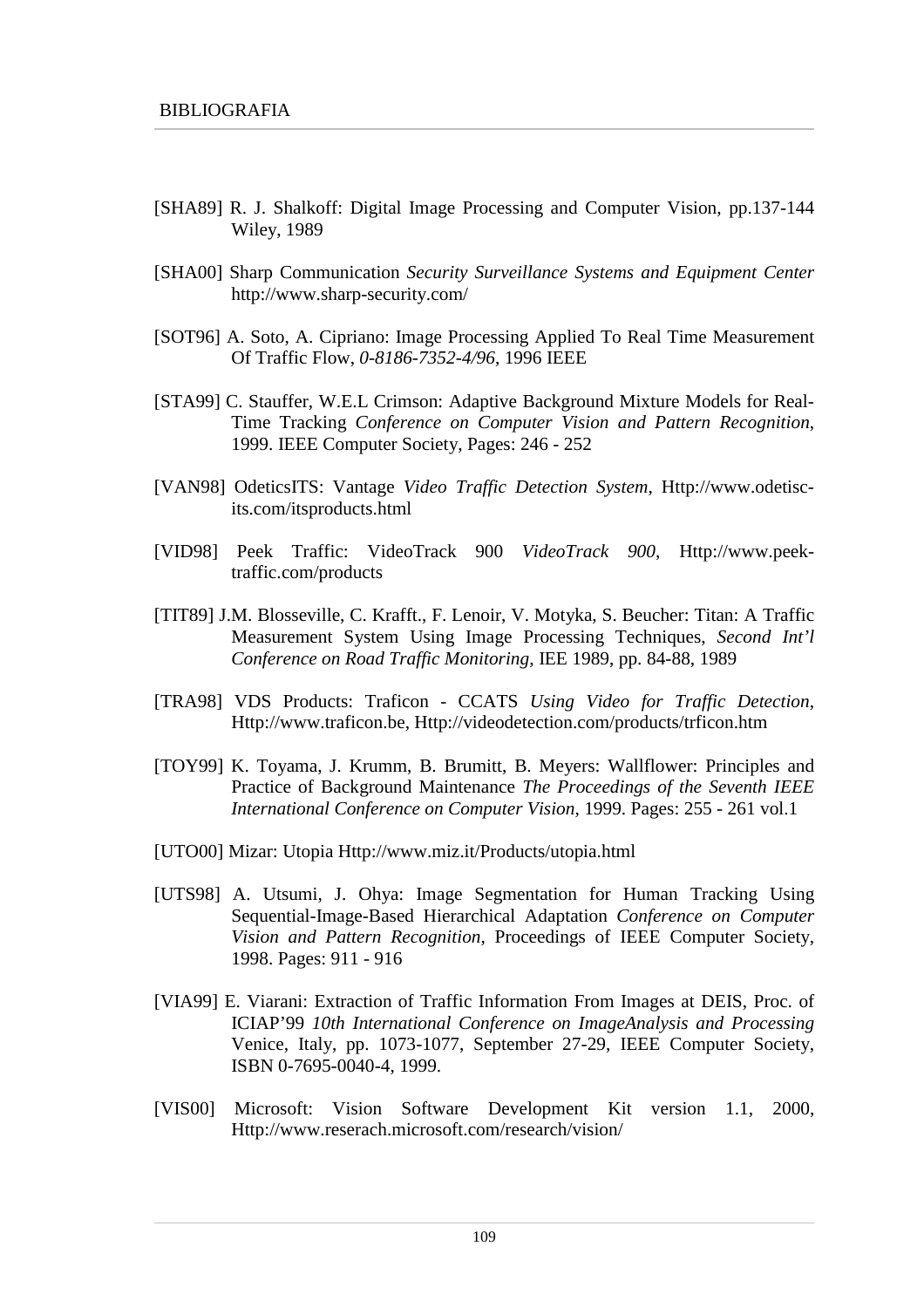[SHA89] R. J. Shalkoff: Digital Image Processing and Computer Vision, pp.137-144 Wiley, 1989

[SHA00] Sharp Communication *Security Surveillance Systems and Equipment Center* http://www.sharp-security.com/

[SOT96] A. Soto, A. Cipriano: Image Processing Applied To Real Time Measurement Of Traffic Flow, *0-8186-7352-4/96*, 1996 IEEE

[STA99] C. Stauffer, W.E.L Crimson: Adaptive Background Mixture Models for Real-Time Tracking *Conference on Computer Vision and Pattern Recognition*, 1999. IEEE Computer Society, Pages: 246 - 252

[VAN98] OdeticsITS: Vantage *Video Traffic Detection System*, Http://www.odetisc-its.com/itsproducts.html

[VID98] Peek Traffic: VideoTrack 900 *VideoTrack 900*, Http://www.peek-traffic.com/products

[TIT89] J.M. Blosseville, C. Krafft., F. Lenoir, V. Motyka, S. Beucher: Titan: A Traffic Measurement System Using Image Processing Techniques, *Second Int'l Conference on Road Traffic Monitoring*, IEE 1989, pp. 84-88, 1989

[TRA98] VDS Products: Traficon - CCATS *Using Video for Traffic Detection*, Http://www.traficon.be, Http://videodetection.com/products/trficon.htm

[TOY99] K. Toyama, J. Krumm, B. Brumitt, B. Meyers: Wallflower: Principles and Practice of Background Maintenance *The Proceedings of the Seventh IEEE International Conference on Computer Vision*, 1999. Pages: 255 - 261 vol.1

[UTO00] Mizar: Utopia Http://www.miz.it/Products/utopia.html

[UTS98] A. Utsumi, J. Ohya: Image Segmentation for Human Tracking Using Sequential-Image-Based Hierarchical Adaptation *Conference on Computer Vision and Pattern Recognition*, Proceedings of IEEE Computer Society, 1998. Pages: 911 - 916

[VIA99] E. Viarani: Extraction of Traffic Information From Images at DEIS, Proc. of ICIAP'99 *10th International Conference on ImageAnalysis and Processing* Venice, Italy, pp. 1073-1077, September 27-29, IEEE Computer Society, ISBN 0-7695-0040-4, 1999.

[VIS00] Microsoft: Vision Software Development Kit version 1.1, 2000, Http://www.reserach.microsoft.com/research/vision/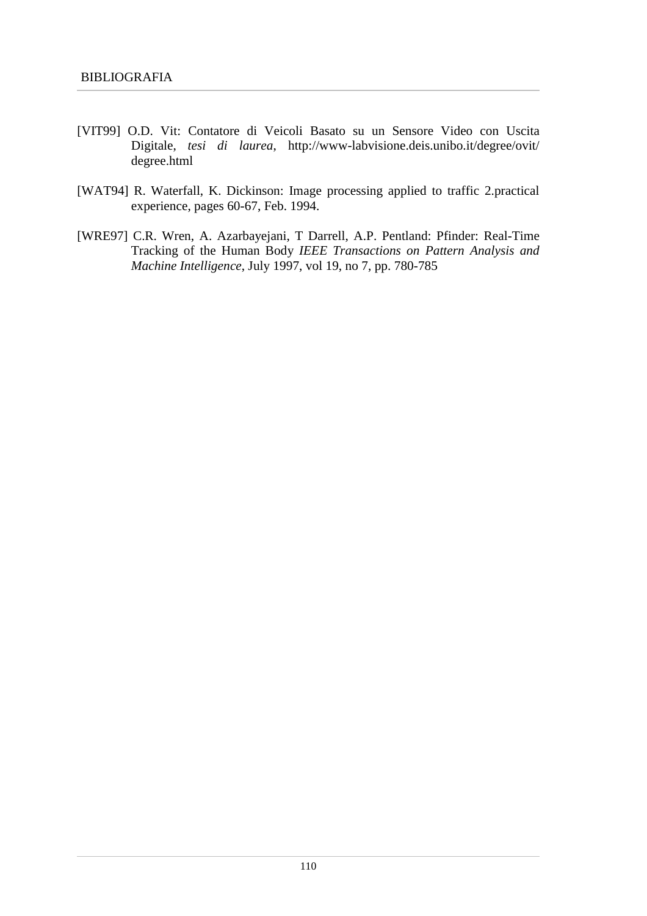[VIT99] O.D. Vit: Contatore di Veicoli Basato su un Sensore Video con Uscita Digitale, *tesi di laurea*, http://www-labvisione.deis.unibo.it/degree/ovit/degree.html

[WAT94] R. Waterfall, K. Dickinson: Image processing applied to traffic 2.practical experience, pages 60-67, Feb. 1994.

[WRE97] C.R. Wren, A. Azarbayejani, T Darrell, A.P. Pentland: Pfinder: Real-Time Tracking of the Human Body *IEEE Transactions on Pattern Analysis and Machine Intelligence*, July 1997, vol 19, no 7, pp. 780-785